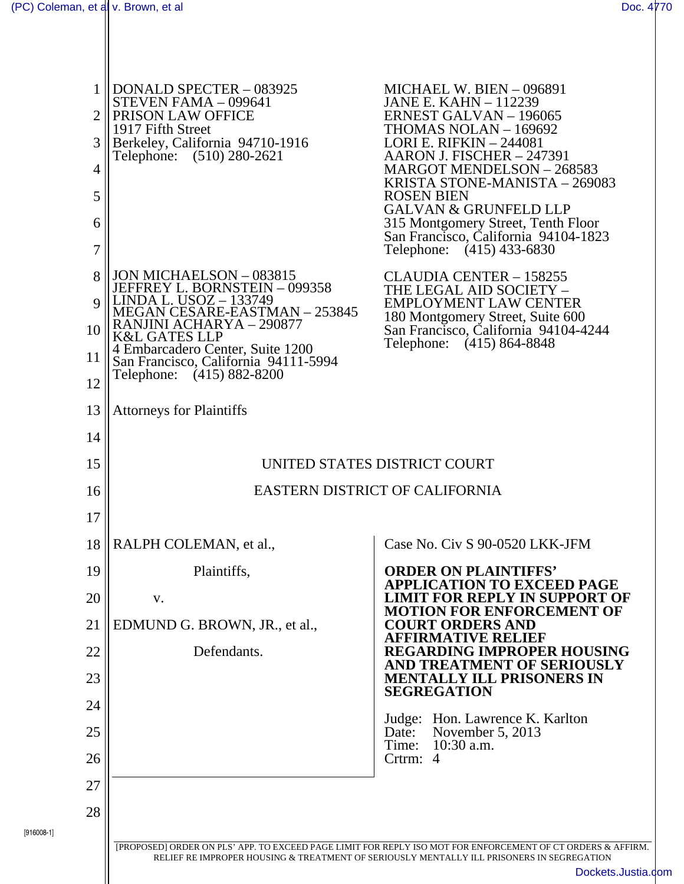DONALD SPECTER – 083925
STEVEN FAMA – 099641
PRISON LAW OFFICE
1917 Fifth Street
Berkeley, California 94710-1916
Telephone: (510) 280-2621

MICHAEL W. BIEN – 096891
JANE E. KAHN – 112239
ERNEST GALVAN – 196065
THOMAS NOLAN – 169692
LORI E. RIFKIN – 244081
AARON J. FISCHER – 247391
MARGOT MENDELSON – 268583
KRISTA STONE-MANISTA – 269083
ROSEN BIEN
GALVAN & GRUNFELD LLP
315 Montgomery Street, Tenth Floor
San Francisco, California 94104-1823
Telephone: (415) 433-6830

JON MICHAELSON – 083815
JEFFREY L. BORNSTEIN – 099358
LINDA L. USOZ – 133749
MEGAN CESARE-EASTMAN – 253845
RANJINI ACHARYA – 290877
K&L GATES LLP
4 Embarcadero Center, Suite 1200
San Francisco, California 94111-5994
Telephone: (415) 882-8200

CLAUDIA CENTER – 158255
THE LEGAL AID SOCIETY –
EMPLOYMENT LAW CENTER
180 Montgomery Street, Suite 600
San Francisco, California 94104-4244
Telephone: (415) 864-8848

Attorneys for Plaintiffs

UNITED STATES DISTRICT COURT

EASTERN DISTRICT OF CALIFORNIA

RALPH COLEMAN, et al.,

Plaintiffs,

v.

EDMUND G. BROWN, JR., et al.,

Defendants.

Case No. Civ S 90-0520 LKK-JFM

**ORDER ON PLAINTIFFS' APPLICATION TO EXCEED PAGE LIMIT FOR REPLY IN SUPPORT OF MOTION FOR ENFORCEMENT OF COURT ORDERS AND AFFIRMATIVE RELIEF REGARDING IMPROPER HOUSING AND TREATMENT OF SERIOUSLY MENTALLY ILL PRISONERS IN SEGREGATION**

Judge: Hon. Lawrence K. Karlton
Date: November 5, 2013
Time: 10:30 a.m.
Crtrm: 4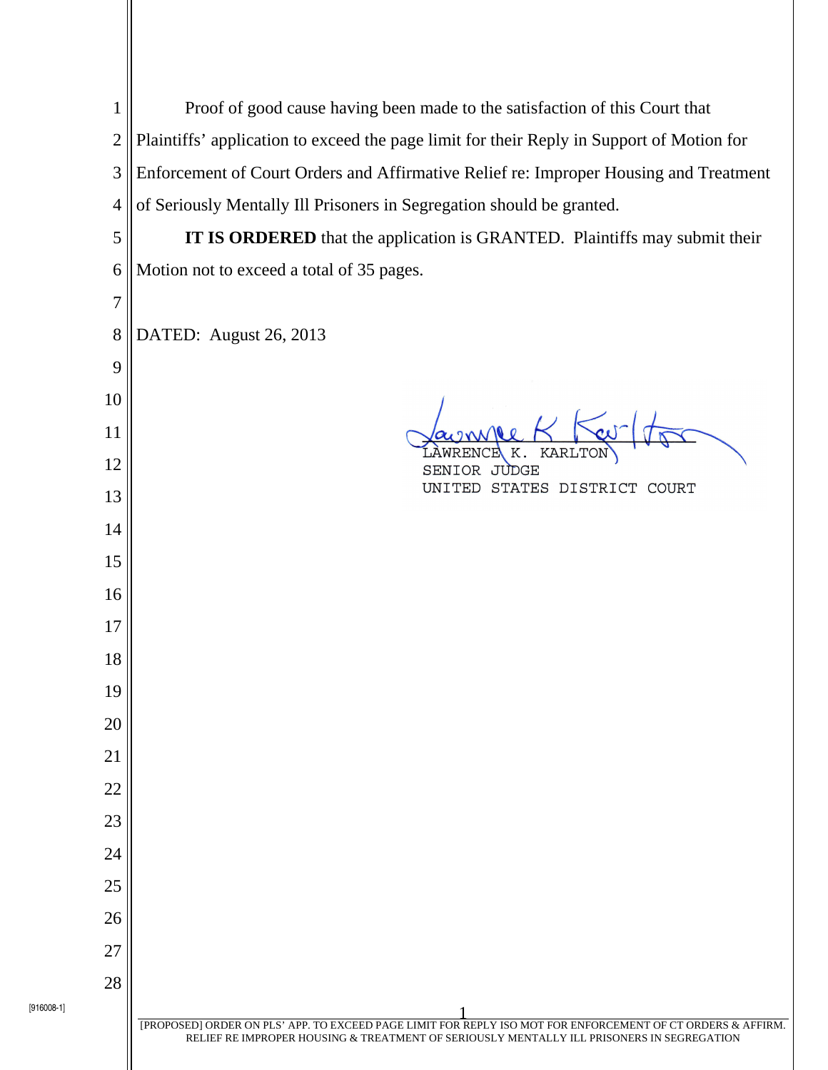Proof of good cause having been made to the satisfaction of this Court that Plaintiffs' application to exceed the page limit for their Reply in Support of Motion for Enforcement of Court Orders and Affirmative Relief re: Improper Housing and Treatment of Seriously Mentally Ill Prisoners in Segregation should be granted.

**IT IS ORDERED** that the application is GRANTED. Plaintiffs may submit their Motion not to exceed a total of 35 pages.

DATED: August 26, 2013

LAWRENCE K. KARLTON
SENIOR JUDGE
UNITED STATES DISTRICT COURT